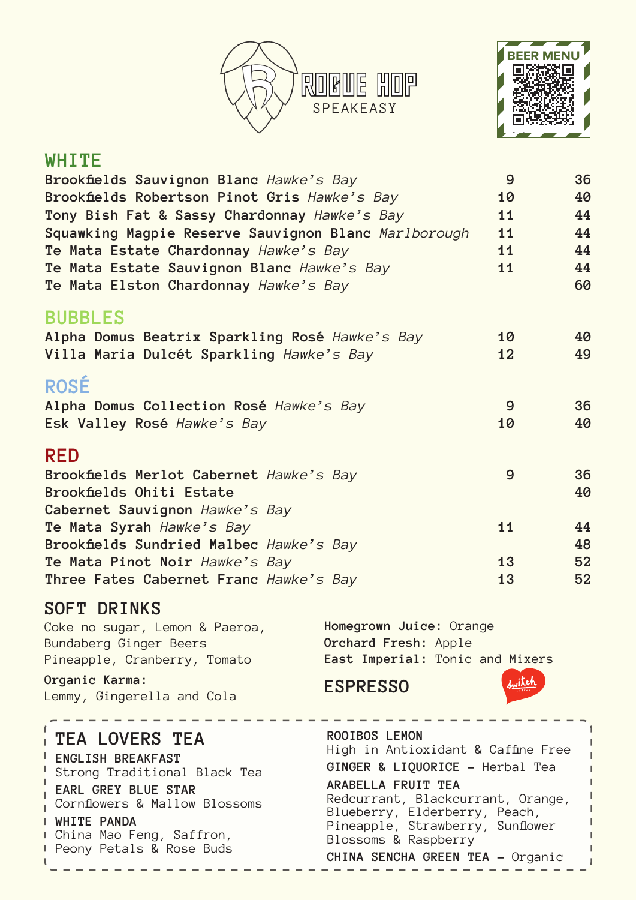# ROGUE HOP SPEAKEASY

BEER MENU

## WHITE

| Wine | Glass | Bottle |
|---|---|---|
| **Brookfields Sauvignon Blanc** *Hawke's Bay* | 9 | 36 |
| **Brookfields Robertson Pinot Gris** *Hawke's Bay* | 10 | 40 |
| **Tony Bish Fat & Sassy Chardonnay** *Hawke's Bay* | 11 | 44 |
| **Squawking Magpie Reserve Sauvignon Blanc** *Marlborough* | 11 | 44 |
| **Te Mata Estate Chardonnay** *Hawke's Bay* | 11 | 44 |
| **Te Mata Estate Sauvignon Blanc** *Hawke's Bay* | 11 | 44 |
| **Te Mata Elston Chardonnay** *Hawke's Bay* | | 60 |

## BUBBLES

| Wine | Glass | Bottle |
|---|---|---|
| **Alpha Domus Beatrix Sparkling Rosé** *Hawke's Bay* | 10 | 40 |
| **Villa Maria Dulcét Sparkling** *Hawke's Bay* | 12 | 49 |

## ROSÉ

| Wine | Glass | Bottle |
|---|---|---|
| **Alpha Domus Collection Rosé** *Hawke's Bay* | 9 | 36 |
| **Esk Valley Rosé** *Hawke's Bay* | 10 | 40 |

## RED

| Wine | Glass | Bottle |
|---|---|---|
| **Brookfields Merlot Cabernet** *Hawke's Bay* | 9 | 36 |
| **Brookfields Ohiti Estate Cabernet Sauvignon** *Hawke's Bay* | | 40 |
| **Te Mata Syrah** *Hawke's Bay* | 11 | 44 |
| **Brookfields Sundried Malbec** *Hawke's Bay* | | 48 |
| **Te Mata Pinot Noir** *Hawke's Bay* | 13 | 52 |
| **Three Fates Cabernet Franc** *Hawke's Bay* | 13 | 52 |

## SOFT DRINKS

Coke no sugar, Lemon & Paeroa,
Bundaberg Ginger Beers
Pineapple, Cranberry, Tomato

**Organic Karma:**
Lemmy, Gingerella and Cola

**Homegrown Juice:** Orange
**Orchard Fresh:** Apple
**East Imperial:** Tonic and Mixers

## ESPRESSO

switch

## TEA LOVERS TEA

**ENGLISH BREAKFAST**
Strong Traditional Black Tea

**EARL GREY BLUE STAR**
Cornflowers & Mallow Blossoms

**WHITE PANDA**
China Mao Feng, Saffron, Peony Petals & Rose Buds

**ROOIBOS LEMON**
High in Antioxidant & Caffine Free

**GINGER & LIQUORICE** – Herbal Tea

**ARABELLA FRUIT TEA**
Redcurrant, Blackcurrant, Orange, Blueberry, Elderberry, Peach, Pineapple, Strawberry, Sunflower Blossoms & Raspberry

**CHINA SENCHA GREEN TEA** – Organic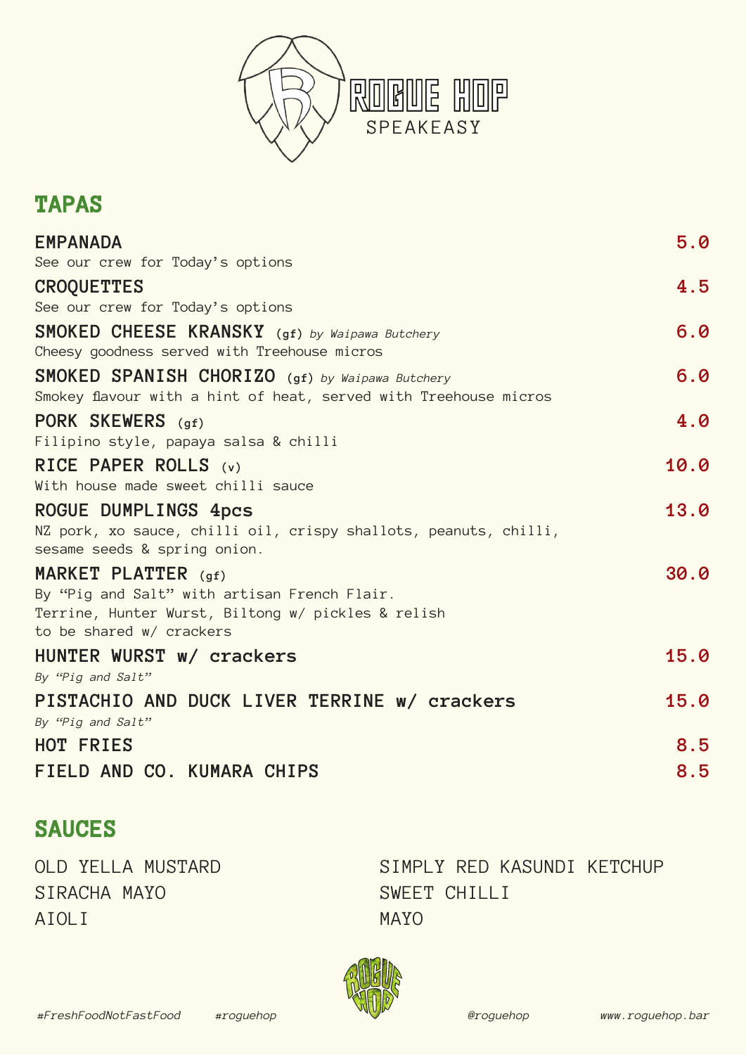# ROGUE HOP SPEAKEASY

## TAPAS

**EMPANADA** — 5.0
See our crew for Today's options

**CROQUETTES** — 4.5
See our crew for Today's options

**SMOKED CHEESE KRANSKY** (gf) *by Waipawa Butchery* — 6.0
Cheesy goodness served with Treehouse micros

**SMOKED SPANISH CHORIZO** (gf) *by Waipawa Butchery* — 6.0
Smokey flavour with a hint of heat, served with Treehouse micros

**PORK SKEWERS** (gf) — 4.0
Filipino style, papaya salsa & chilli

**RICE PAPER ROLLS** (v) — 10.0
With house made sweet chilli sauce

**ROGUE DUMPLINGS 4pcs** — 13.0
NZ pork, xo sauce, chilli oil, crispy shallots, peanuts, chilli, sesame seeds & spring onion.

**MARKET PLATTER** (gf) — 30.0
By "Pig and Salt" with artisan French Flair.
Terrine, Hunter Wurst, Biltong w/ pickles & relish
to be shared w/ crackers

**HUNTER WURST w/ crackers** — 15.0
*By "Pig and Salt"*

**PISTACHIO AND DUCK LIVER TERRINE w/ crackers** — 15.0
*By "Pig and Salt"*

**HOT FRIES** — 8.5

**FIELD AND CO. KUMARA CHIPS** — 8.5

## SAUCES

OLD YELLA MUSTARD
SIRACHA MAYO
AIOLI
SIMPLY RED KASUNDI KETCHUP
SWEET CHILLI
MAYO

*#FreshFoodNotFastFood* *#roguehop* *@roguehop* *www.roguehop.bar*